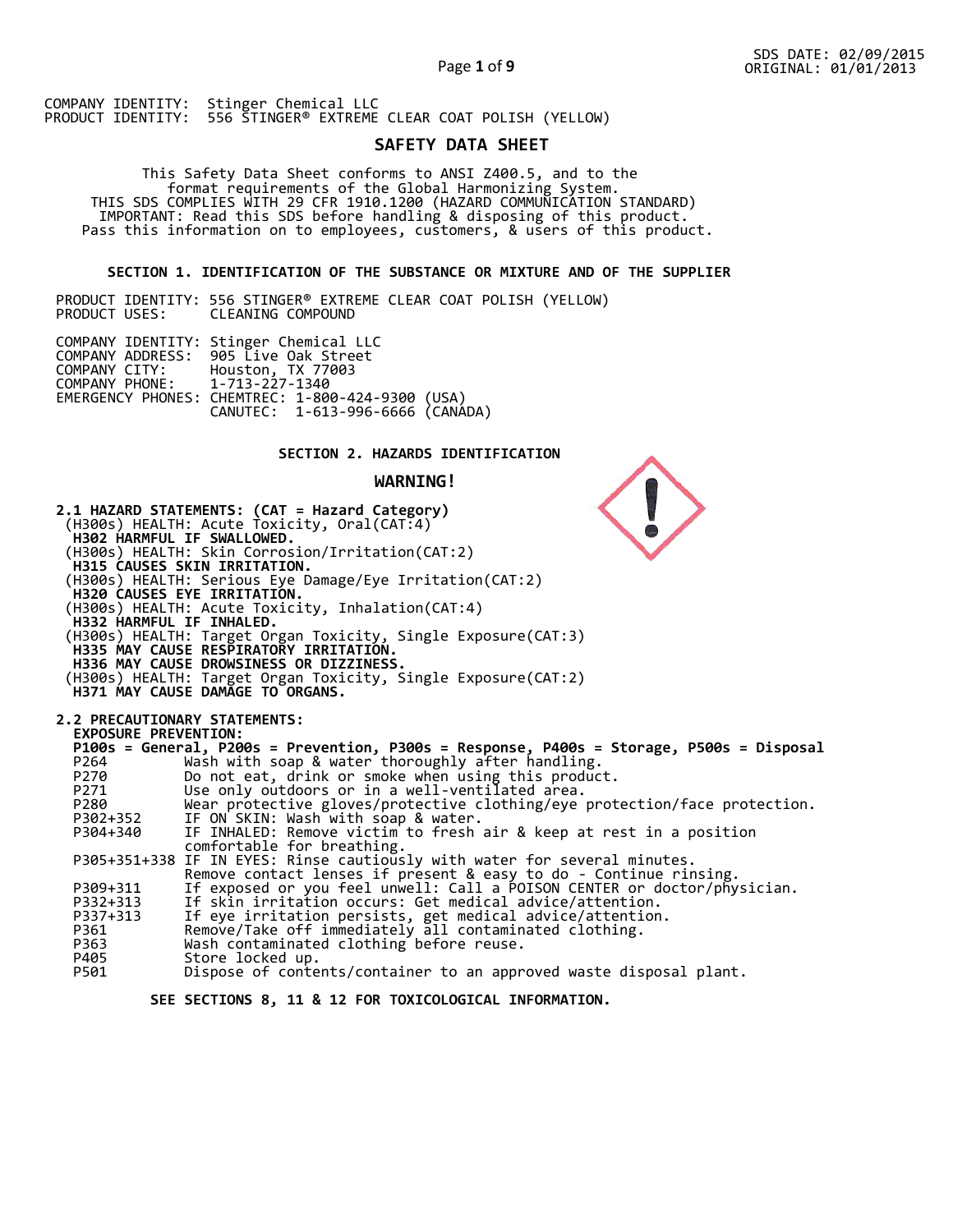SDS DATE: 02/09/2015
ORIGINAL: 01/01/2013

COMPANY IDENTITY: Stinger Chemical LLC
PRODUCT IDENTITY: 556 STINGER® EXTREME CLEAR COAT POLISH (YELLOW)

# SAFETY DATA SHEET

This Safety Data Sheet conforms to ANSI Z400.5, and to the format requirements of the Global Harmonizing System.
THIS SDS COMPLIES WITH 29 CFR 1910.1200 (HAZARD COMMUNICATION STANDARD)
IMPORTANT: Read this SDS before handling & disposing of this product.
Pass this information on to employees, customers, & users of this product.

## SECTION 1. IDENTIFICATION OF THE SUBSTANCE OR MIXTURE AND OF THE SUPPLIER

PRODUCT IDENTITY: 556 STINGER® EXTREME CLEAR COAT POLISH (YELLOW)
PRODUCT USES: CLEANING COMPOUND

COMPANY IDENTITY: Stinger Chemical LLC
COMPANY ADDRESS: 905 Live Oak Street
COMPANY CITY: Houston, TX 77003
COMPANY PHONE: 1-713-227-1340
EMERGENCY PHONES: CHEMTREC: 1-800-424-9300 (USA)
CANUTEC: 1-613-996-6666 (CANADA)

## SECTION 2. HAZARDS IDENTIFICATION

**WARNING!**

**2.1 HAZARD STATEMENTS: (CAT = Hazard Category)**

(H300s) HEALTH: Acute Toxicity, Oral(CAT:4)
**H302 HARMFUL IF SWALLOWED.**
(H300s) HEALTH: Skin Corrosion/Irritation(CAT:2)
**H315 CAUSES SKIN IRRITATION.**
(H300s) HEALTH: Serious Eye Damage/Eye Irritation(CAT:2)
**H320 CAUSES EYE IRRITATION.**
(H300s) HEALTH: Acute Toxicity, Inhalation(CAT:4)
**H332 HARMFUL IF INHALED.**
(H300s) HEALTH: Target Organ Toxicity, Single Exposure(CAT:3)
**H335 MAY CAUSE RESPIRATORY IRRITATION.**
**H336 MAY CAUSE DROWSINESS OR DIZZINESS.**
(H300s) HEALTH: Target Organ Toxicity, Single Exposure(CAT:2)
**H371 MAY CAUSE DAMAGE TO ORGANS.**

**2.2 PRECAUTIONARY STATEMENTS:**

**EXPOSURE PREVENTION:**
**P100s = General, P200s = Prevention, P300s = Response, P400s = Storage, P500s = Disposal**

| | |
|---|---|
| P264 | Wash with soap & water thoroughly after handling. |
| P270 | Do not eat, drink or smoke when using this product. |
| P271 | Use only outdoors or in a well-ventilated area. |
| P280 | Wear protective gloves/protective clothing/eye protection/face protection. |
| P302+352 | IF ON SKIN: Wash with soap & water. |
| P304+340 | IF INHALED: Remove victim to fresh air & keep at rest in a position comfortable for breathing. |
| P305+351+338 | IF IN EYES: Rinse cautiously with water for several minutes. Remove contact lenses if present & easy to do - Continue rinsing. |
| P309+311 | If exposed or you feel unwell: Call a POISON CENTER or doctor/physician. |
| P332+313 | If skin irritation occurs: Get medical advice/attention. |
| P337+313 | If eye irritation persists, get medical advice/attention. |
| P361 | Remove/Take off immediately all contaminated clothing. |
| P363 | Wash contaminated clothing before reuse. |
| P405 | Store locked up. |
| P501 | Dispose of contents/container to an approved waste disposal plant. |

**SEE SECTIONS 8, 11 & 12 FOR TOXICOLOGICAL INFORMATION.**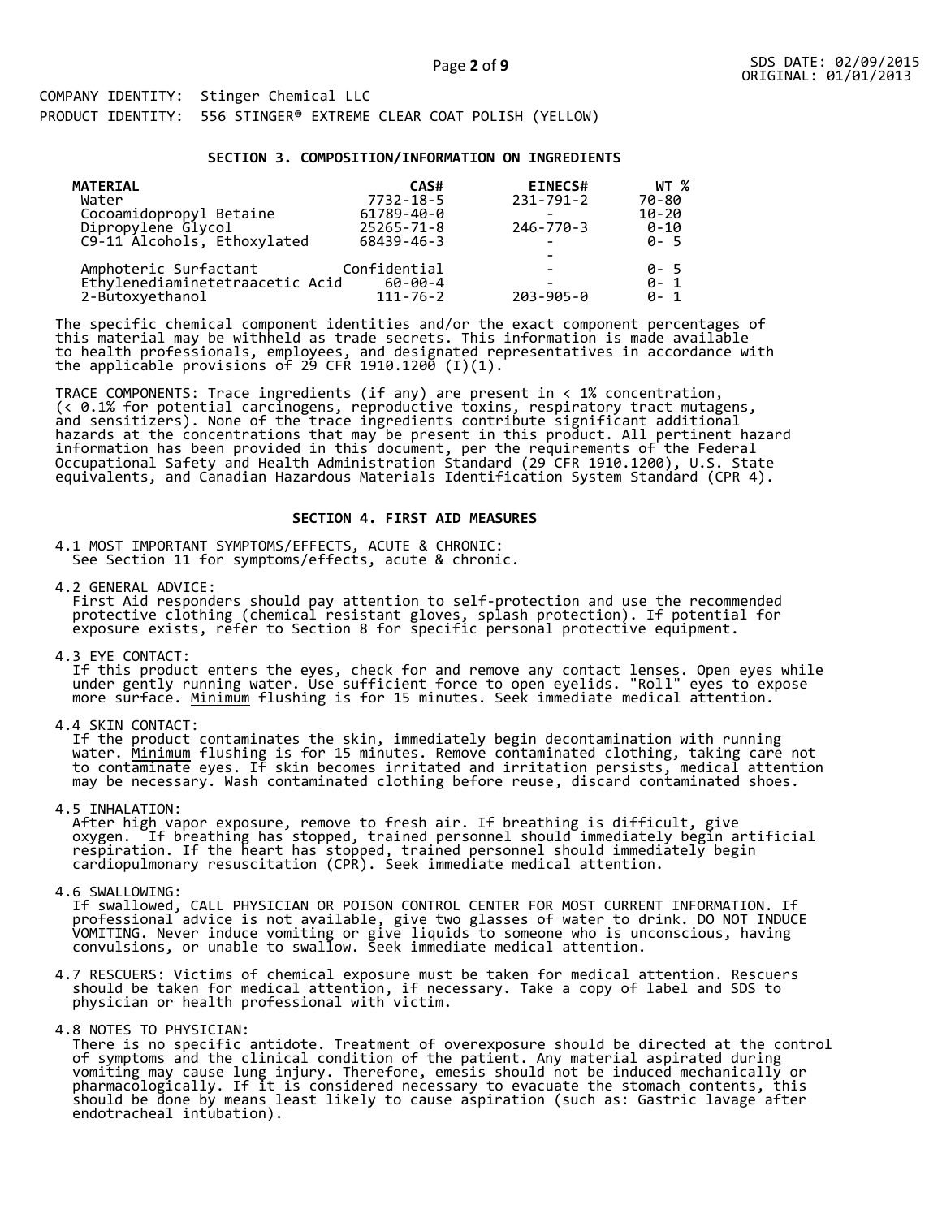COMPANY IDENTITY: Stinger Chemical LLC
PRODUCT IDENTITY: 556 STINGER® EXTREME CLEAR COAT POLISH (YELLOW)

## SECTION 3. COMPOSITION/INFORMATION ON INGREDIENTS

| MATERIAL | CAS# | EINECS# | WT % |
|---|---|---|---|
| Water | 7732-18-5 | 231-791-2 | 70-80 |
| Cocoamidopropyl Betaine | 61789-40-0 | - | 10-20 |
| Dipropylene Glycol | 25265-71-8 | 246-770-3 | 0-10 |
| C9-11 Alcohols, Ethoxylated | 68439-46-3 | - | 0- 5 |
| | | - | |
| Amphoteric Surfactant | Confidential | - | 0- 5 |
| Ethylenediaminetetraacetic Acid | 60-00-4 | - | 0- 1 |
| 2-Butoxyethanol | 111-76-2 | 203-905-0 | 0- 1 |

The specific chemical component identities and/or the exact component percentages of this material may be withheld as trade secrets. This information is made available to health professionals, employees, and designated representatives in accordance with the applicable provisions of 29 CFR 1910.1200 (I)(1).

TRACE COMPONENTS: Trace ingredients (if any) are present in < 1% concentration, (< 0.1% for potential carcinogens, reproductive toxins, respiratory tract mutagens, and sensitizers). None of the trace ingredients contribute significant additional hazards at the concentrations that may be present in this product. All pertinent hazard information has been provided in this document, per the requirements of the Federal Occupational Safety and Health Administration Standard (29 CFR 1910.1200), U.S. State equivalents, and Canadian Hazardous Materials Identification System Standard (CPR 4).

## SECTION 4. FIRST AID MEASURES

4.1 MOST IMPORTANT SYMPTOMS/EFFECTS, ACUTE & CHRONIC:
See Section 11 for symptoms/effects, acute & chronic.

4.2 GENERAL ADVICE:
First Aid responders should pay attention to self-protection and use the recommended protective clothing (chemical resistant gloves, splash protection). If potential for exposure exists, refer to Section 8 for specific personal protective equipment.

4.3 EYE CONTACT:
If this product enters the eyes, check for and remove any contact lenses. Open eyes while under gently running water. Use sufficient force to open eyelids. "Roll" eyes to expose more surface. Minimum flushing is for 15 minutes. Seek immediate medical attention.

4.4 SKIN CONTACT:
If the product contaminates the skin, immediately begin decontamination with running water. Minimum flushing is for 15 minutes. Remove contaminated clothing, taking care not to contaminate eyes. If skin becomes irritated and irritation persists, medical attention may be necessary. Wash contaminated clothing before reuse, discard contaminated shoes.

4.5 INHALATION:
After high vapor exposure, remove to fresh air. If breathing is difficult, give oxygen. If breathing has stopped, trained personnel should immediately begin artificial respiration. If the heart has stopped, trained personnel should immediately begin cardiopulmonary resuscitation (CPR). Seek immediate medical attention.

4.6 SWALLOWING:
If swallowed, CALL PHYSICIAN OR POISON CONTROL CENTER FOR MOST CURRENT INFORMATION. If professional advice is not available, give two glasses of water to drink. DO NOT INDUCE VOMITING. Never induce vomiting or give liquids to someone who is unconscious, having convulsions, or unable to swallow. Seek immediate medical attention.

4.7 RESCUERS: Victims of chemical exposure must be taken for medical attention. Rescuers should be taken for medical attention, if necessary. Take a copy of label and SDS to physician or health professional with victim.

4.8 NOTES TO PHYSICIAN:
There is no specific antidote. Treatment of overexposure should be directed at the control of symptoms and the clinical condition of the patient. Any material aspirated during vomiting may cause lung injury. Therefore, emesis should not be induced mechanically or pharmacologically. If it is considered necessary to evacuate the stomach contents, this should be done by means least likely to cause aspiration (such as: Gastric lavage after endotracheal intubation).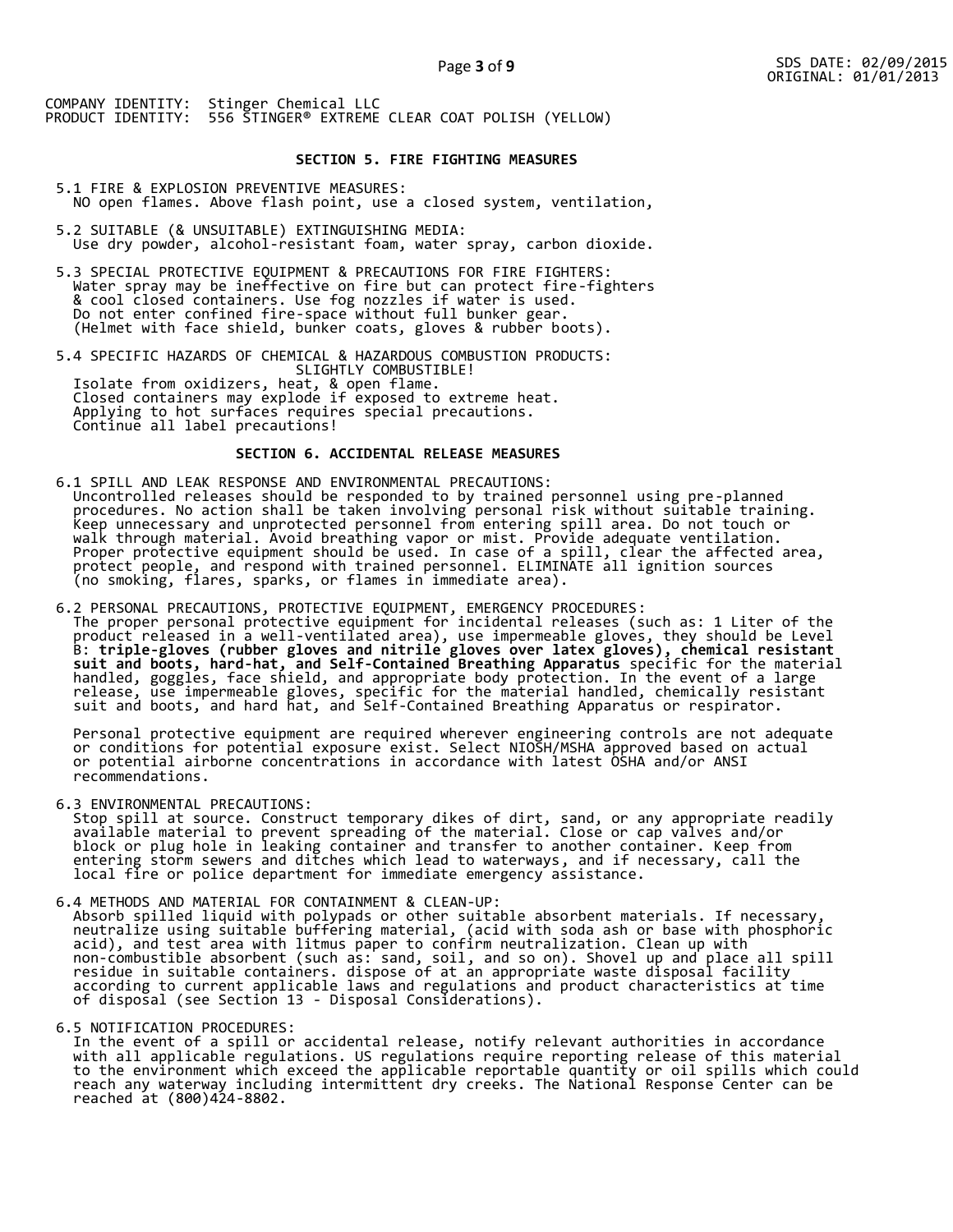COMPANY IDENTITY: Stinger Chemical LLC
PRODUCT IDENTITY: 556 STINGER® EXTREME CLEAR COAT POLISH (YELLOW)

## SECTION 5. FIRE FIGHTING MEASURES

5.1 FIRE & EXPLOSION PREVENTIVE MEASURES:
NO open flames. Above flash point, use a closed system, ventilation,

5.2 SUITABLE (& UNSUITABLE) EXTINGUISHING MEDIA:
Use dry powder, alcohol-resistant foam, water spray, carbon dioxide.

5.3 SPECIAL PROTECTIVE EQUIPMENT & PRECAUTIONS FOR FIRE FIGHTERS:
Water spray may be ineffective on fire but can protect fire-fighters & cool closed containers. Use fog nozzles if water is used. Do not enter confined fire-space without full bunker gear. (Helmet with face shield, bunker coats, gloves & rubber boots).

5.4 SPECIFIC HAZARDS OF CHEMICAL & HAZARDOUS COMBUSTION PRODUCTS:
SLIGHTLY COMBUSTIBLE!
Isolate from oxidizers, heat, & open flame.
Closed containers may explode if exposed to extreme heat.
Applying to hot surfaces requires special precautions.
Continue all label precautions!

## SECTION 6. ACCIDENTAL RELEASE MEASURES

6.1 SPILL AND LEAK RESPONSE AND ENVIRONMENTAL PRECAUTIONS:
Uncontrolled releases should be responded to by trained personnel using pre-planned procedures. No action shall be taken involving personal risk without suitable training. Keep unnecessary and unprotected personnel from entering spill area. Do not touch or walk through material. Avoid breathing vapor or mist. Provide adequate ventilation. Proper protective equipment should be used. In case of a spill, clear the affected area, protect people, and respond with trained personnel. ELIMINATE all ignition sources (no smoking, flares, sparks, or flames in immediate area).

6.2 PERSONAL PRECAUTIONS, PROTECTIVE EQUIPMENT, EMERGENCY PROCEDURES:
The proper personal protective equipment for incidental releases (such as: 1 Liter of the product released in a well-ventilated area), use impermeable gloves, they should be Level B: **triple-gloves (rubber gloves and nitrile gloves over latex gloves), chemical resistant suit and boots, hard-hat, and Self-Contained Breathing Apparatus** specific for the material handled, goggles, face shield, and appropriate body protection. In the event of a large release, use impermeable gloves, specific for the material handled, chemically resistant suit and boots, and hard hat, and Self-Contained Breathing Apparatus or respirator.

Personal protective equipment are required wherever engineering controls are not adequate or conditions for potential exposure exist. Select NIOSH/MSHA approved based on actual or potential airborne concentrations in accordance with latest OSHA and/or ANSI recommendations.

6.3 ENVIRONMENTAL PRECAUTIONS:
Stop spill at source. Construct temporary dikes of dirt, sand, or any appropriate readily available material to prevent spreading of the material. Close or cap valves and/or block or plug hole in leaking container and transfer to another container. Keep from entering storm sewers and ditches which lead to waterways, and if necessary, call the local fire or police department for immediate emergency assistance.

6.4 METHODS AND MATERIAL FOR CONTAINMENT & CLEAN-UP:
Absorb spilled liquid with polypads or other suitable absorbent materials. If necessary, neutralize using suitable buffering material, (acid with soda ash or base with phosphoric acid), and test area with litmus paper to confirm neutralization. Clean up with non-combustible absorbent (such as: sand, soil, and so on). Shovel up and place all spill residue in suitable containers. dispose of at an appropriate waste disposal facility according to current applicable laws and regulations and product characteristics at time of disposal (see Section 13 - Disposal Considerations).

6.5 NOTIFICATION PROCEDURES:
In the event of a spill or accidental release, notify relevant authorities in accordance with all applicable regulations. US regulations require reporting release of this material to the environment which exceed the applicable reportable quantity or oil spills which could reach any waterway including intermittent dry creeks. The National Response Center can be reached at (800)424-8802.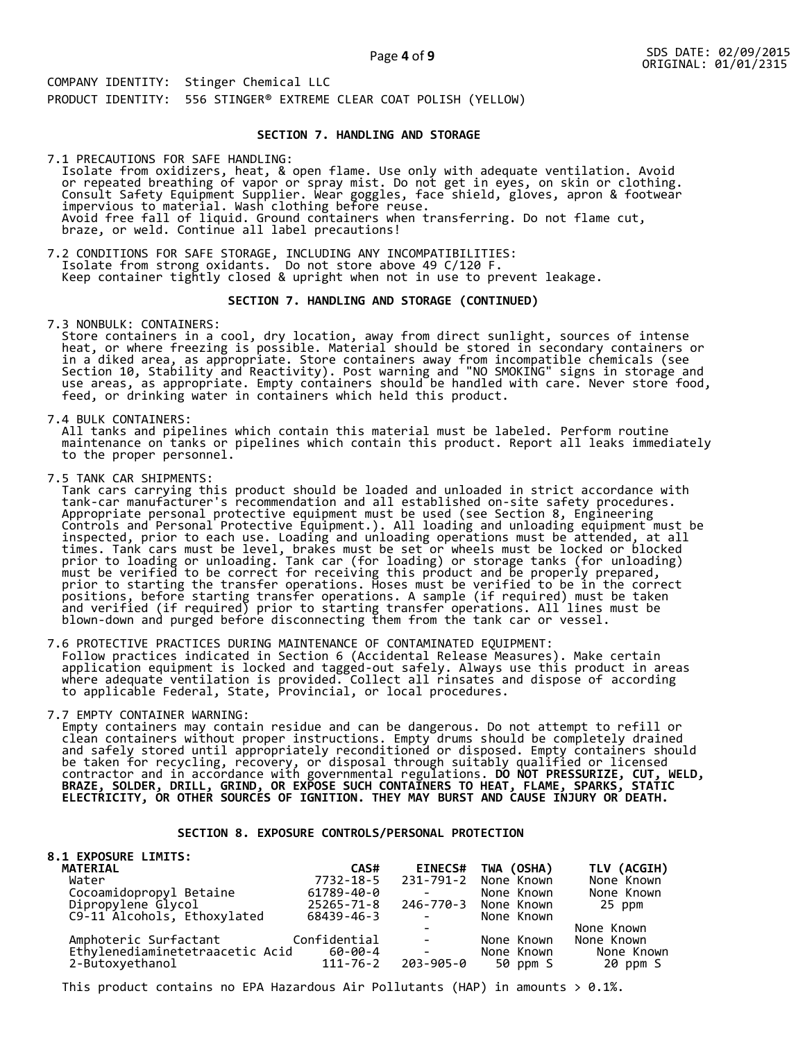COMPANY IDENTITY: Stinger Chemical LLC
PRODUCT IDENTITY: 556 STINGER® EXTREME CLEAR COAT POLISH (YELLOW)

## SECTION 7. HANDLING AND STORAGE

7.1 PRECAUTIONS FOR SAFE HANDLING:
Isolate from oxidizers, heat, & open flame. Use only with adequate ventilation. Avoid or repeated breathing of vapor or spray mist. Do not get in eyes, on skin or clothing. Consult Safety Equipment Supplier. Wear goggles, face shield, gloves, apron & footwear impervious to material. Wash clothing before reuse.
Avoid free fall of liquid. Ground containers when transferring. Do not flame cut, braze, or weld. Continue all label precautions!

7.2 CONDITIONS FOR SAFE STORAGE, INCLUDING ANY INCOMPATIBILITIES:
Isolate from strong oxidants. Do not store above 49 C/120 F.
Keep container tightly closed & upright when not in use to prevent leakage.

## SECTION 7. HANDLING AND STORAGE (CONTINUED)

7.3 NONBULK: CONTAINERS:
Store containers in a cool, dry location, away from direct sunlight, sources of intense heat, or where freezing is possible. Material should be stored in secondary containers or in a diked area, as appropriate. Store containers away from incompatible chemicals (see Section 10, Stability and Reactivity). Post warning and "NO SMOKING" signs in storage and use areas, as appropriate. Empty containers should be handled with care. Never store food, feed, or drinking water in containers which held this product.

7.4 BULK CONTAINERS:
All tanks and pipelines which contain this material must be labeled. Perform routine maintenance on tanks or pipelines which contain this product. Report all leaks immediately to the proper personnel.

7.5 TANK CAR SHIPMENTS:
Tank cars carrying this product should be loaded and unloaded in strict accordance with tank-car manufacturer's recommendation and all established on-site safety procedures. Appropriate personal protective equipment must be used (see Section 8, Engineering Controls and Personal Protective Equipment.). All loading and unloading equipment must be inspected, prior to each use. Loading and unloading operations must be attended, at all times. Tank cars must be level, brakes must be set or wheels must be locked or blocked prior to loading or unloading. Tank car (for loading) or storage tanks (for unloading) must be verified to be correct for receiving this product and be properly prepared, prior to starting the transfer operations. Hoses must be verified to be in the correct positions, before starting transfer operations. A sample (if required) must be taken and verified (if required) prior to starting transfer operations. All lines must be blown-down and purged before disconnecting them from the tank car or vessel.

7.6 PROTECTIVE PRACTICES DURING MAINTENANCE OF CONTAMINATED EQUIPMENT:
Follow practices indicated in Section 6 (Accidental Release Measures). Make certain application equipment is locked and tagged-out safely. Always use this product in areas where adequate ventilation is provided. Collect all rinsates and dispose of according to applicable Federal, State, Provincial, or local procedures.

7.7 EMPTY CONTAINER WARNING:
Empty containers may contain residue and can be dangerous. Do not attempt to refill or clean containers without proper instructions. Empty drums should be completely drained and safely stored until appropriately reconditioned or disposed. Empty containers should be taken for recycling, recovery, or disposal through suitably qualified or licensed contractor and in accordance with governmental regulations. **DO NOT PRESSURIZE, CUT, WELD, BRAZE, SOLDER, DRILL, GRIND, OR EXPOSE SUCH CONTAINERS TO HEAT, FLAME, SPARKS, STATIC ELECTRICITY, OR OTHER SOURCES OF IGNITION. THEY MAY BURST AND CAUSE INJURY OR DEATH.**

## SECTION 8. EXPOSURE CONTROLS/PERSONAL PROTECTION

**8.1 EXPOSURE LIMITS:**

| MATERIAL | CAS# | EINECS# | TWA (OSHA) | TLV (ACGIH) |
|---|---|---|---|---|
| Water | 7732-18-5 | 231-791-2 | None Known | None Known |
| Cocoamidopropyl Betaine | 61789-40-0 | - | None Known | None Known |
| Dipropylene Glycol | 25265-71-8 | 246-770-3 | None Known | 25 ppm |
| C9-11 Alcohols, Ethoxylated | 68439-46-3 | - | None Known | |
| | | - | | None Known |
| Amphoteric Surfactant | Confidential | - | None Known | None Known |
| Ethylenediaminetetraacetic Acid | 60-00-4 | - | None Known | None Known |
| 2-Butoxyethanol | 111-76-2 | 203-905-0 | 50 ppm S | 20 ppm S |

This product contains no EPA Hazardous Air Pollutants (HAP) in amounts > 0.1%.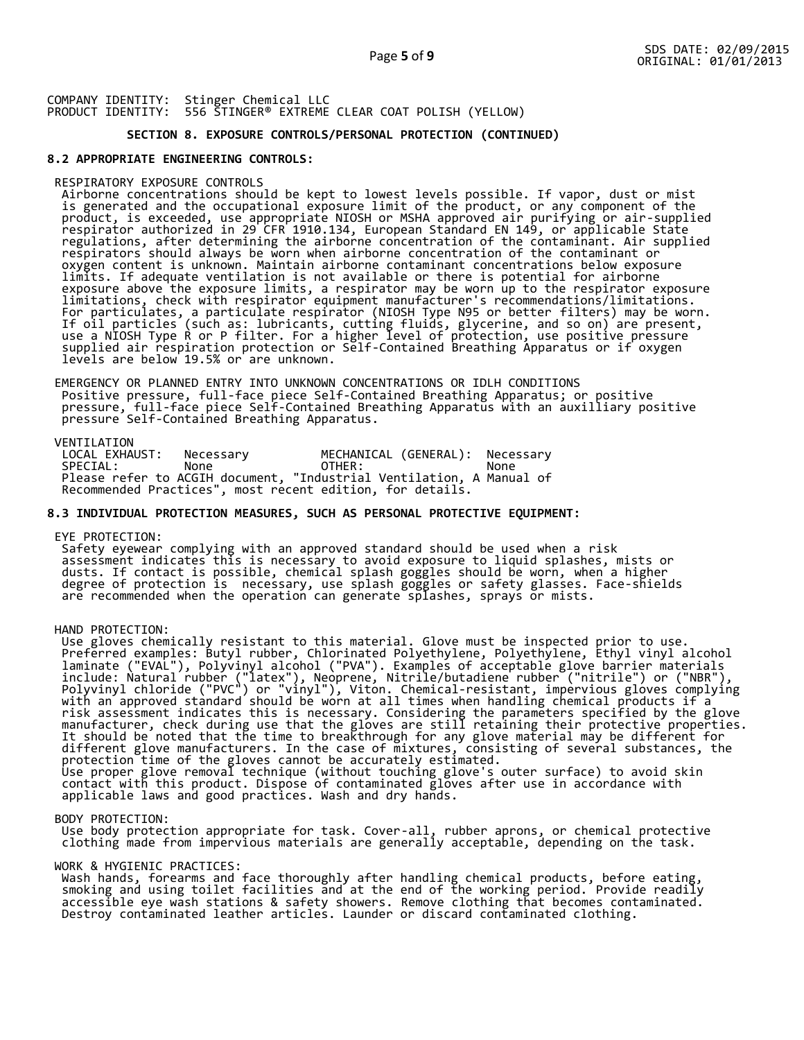COMPANY IDENTITY: Stinger Chemical LLC
PRODUCT IDENTITY: 556 STINGER® EXTREME CLEAR COAT POLISH (YELLOW)

## SECTION 8. EXPOSURE CONTROLS/PERSONAL PROTECTION (CONTINUED)

### 8.2 APPROPRIATE ENGINEERING CONTROLS:

RESPIRATORY EXPOSURE CONTROLS

Airborne concentrations should be kept to lowest levels possible. If vapor, dust or mist is generated and the occupational exposure limit of the product, or any component of the product, is exceeded, use appropriate NIOSH or MSHA approved air purifying or air-supplied respirator authorized in 29 CFR 1910.134, European Standard EN 149, or applicable State regulations, after determining the airborne concentration of the contaminant. Air supplied respirators should always be worn when airborne concentration of the contaminant or oxygen content is unknown. Maintain airborne contaminant concentrations below exposure limits. If adequate ventilation is not available or there is potential for airborne exposure above the exposure limits, a respirator may be worn up to the respirator exposure limitations, check with respirator equipment manufacturer's recommendations/limitations. For particulates, a particulate respirator (NIOSH Type N95 or better filters) may be worn. If oil particles (such as: lubricants, cutting fluids, glycerine, and so on) are present, use a NIOSH Type R or P filter. For a higher level of protection, use positive pressure supplied air respiration protection or Self-Contained Breathing Apparatus or if oxygen levels are below 19.5% or are unknown.

EMERGENCY OR PLANNED ENTRY INTO UNKNOWN CONCENTRATIONS OR IDLH CONDITIONS

Positive pressure, full-face piece Self-Contained Breathing Apparatus; or positive pressure, full-face piece Self-Contained Breathing Apparatus with an auxilliary positive pressure Self-Contained Breathing Apparatus.

VENTILATION

| LOCAL EXHAUST: | Necessary | MECHANICAL (GENERAL): | Necessary |
|---|---|---|---|
| SPECIAL: | None | OTHER: | None |

Please refer to ACGIH document, "Industrial Ventilation, A Manual of Recommended Practices", most recent edition, for details.

### 8.3 INDIVIDUAL PROTECTION MEASURES, SUCH AS PERSONAL PROTECTIVE EQUIPMENT:

EYE PROTECTION:

Safety eyewear complying with an approved standard should be used when a risk assessment indicates this is necessary to avoid exposure to liquid splashes, mists or dusts. If contact is possible, chemical splash goggles should be worn, when a higher degree of protection is necessary, use splash goggles or safety glasses. Face-shields are recommended when the operation can generate splashes, sprays or mists.

HAND PROTECTION:

Use gloves chemically resistant to this material. Glove must be inspected prior to use. Preferred examples: Butyl rubber, Chlorinated Polyethylene, Polyethylene, Ethyl vinyl alcohol laminate ("EVAL"), Polyvinyl alcohol ("PVA"). Examples of acceptable glove barrier materials include: Natural rubber ("latex"), Neoprene, Nitrile/butadiene rubber ("nitrile") or ("NBR"), Polyvinyl chloride ("PVC") or "vinyl"), Viton. Chemical-resistant, impervious gloves complying with an approved standard should be worn at all times when handling chemical products if a risk assessment indicates this is necessary. Considering the parameters specified by the glove manufacturer, check during use that the gloves are still retaining their protective properties. It should be noted that the time to breakthrough for any glove material may be different for different glove manufacturers. In the case of mixtures, consisting of several substances, the protection time of the gloves cannot be accurately estimated.
Use proper glove removal technique (without touching glove's outer surface) to avoid skin contact with this product. Dispose of contaminated gloves after use in accordance with applicable laws and good practices. Wash and dry hands.

BODY PROTECTION:

Use body protection appropriate for task. Cover-all, rubber aprons, or chemical protective clothing made from impervious materials are generally acceptable, depending on the task.

WORK & HYGIENIC PRACTICES:

Wash hands, forearms and face thoroughly after handling chemical products, before eating, smoking and using toilet facilities and at the end of the working period. Provide readily accessible eye wash stations & safety showers. Remove clothing that becomes contaminated. Destroy contaminated leather articles. Launder or discard contaminated clothing.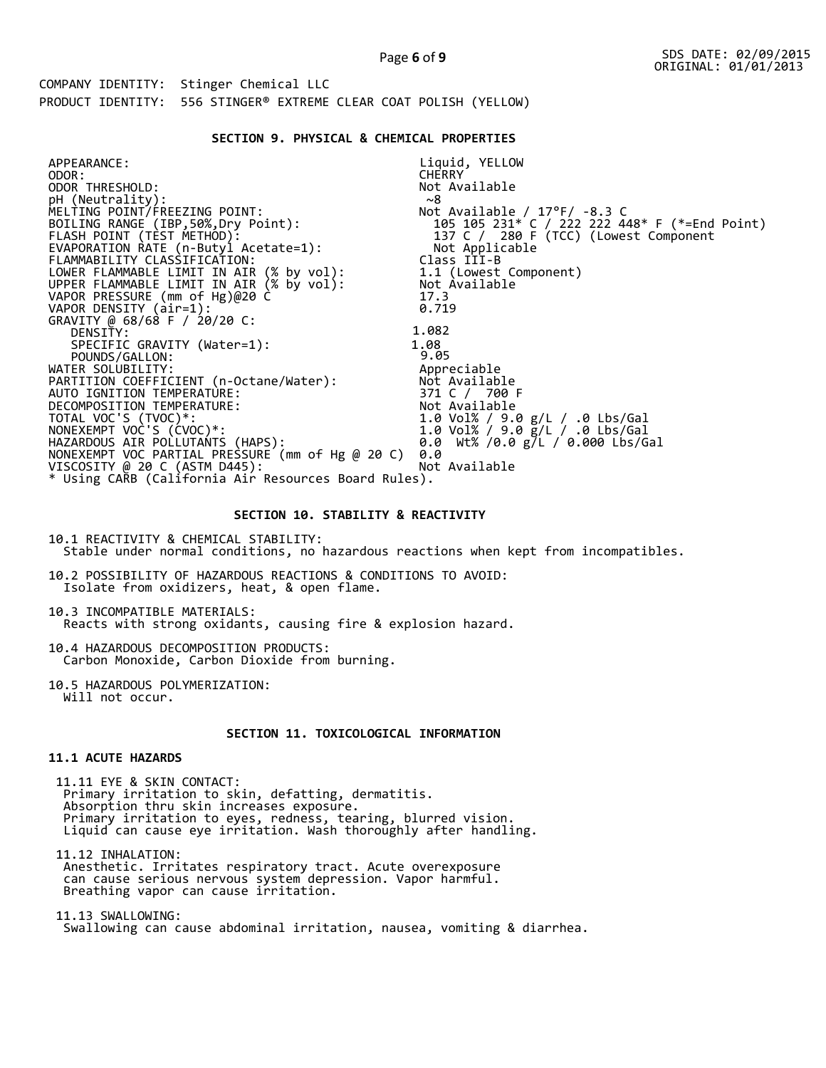SDS DATE: 02/09/2015
ORIGINAL: 01/01/2013

COMPANY IDENTITY: Stinger Chemical LLC

PRODUCT IDENTITY: 556 STINGER® EXTREME CLEAR COAT POLISH (YELLOW)

## SECTION 9. PHYSICAL & CHEMICAL PROPERTIES

| Property | Value |
|---|---|
| APPEARANCE: | Liquid, YELLOW |
| ODOR: | CHERRY |
| ODOR THRESHOLD: | Not Available |
| pH (Neutrality): | ~8 |
| MELTING POINT/FREEZING POINT: | Not Available / 17°F/ -8.3 C |
| BOILING RANGE (IBP,50%,Dry Point): | 105 105 231* C / 222 222 448* F (*=End Point) |
| FLASH POINT (TEST METHOD): | 137 C / 280 F (TCC) (Lowest Component |
| EVAPORATION RATE (n-Butyl Acetate=1): | Not Applicable |
| FLAMMABILITY CLASSIFICATION: | Class III-B |
| LOWER FLAMMABLE LIMIT IN AIR (% by vol): | 1.1 (Lowest Component) |
| UPPER FLAMMABLE LIMIT IN AIR (% by vol): | Not Available |
| VAPOR PRESSURE (mm of Hg)@20 C | 17.3 |
| VAPOR DENSITY (air=1): | 0.719 |
| GRAVITY @ 68/68 F / 20/20 C: | |
| DENSITY: | 1.082 |
| SPECIFIC GRAVITY (Water=1): | 1.08 |
| POUNDS/GALLON: | 9.05 |
| WATER SOLUBILITY: | Appreciable |
| PARTITION COEFFICIENT (n-Octane/Water): | Not Available |
| AUTO IGNITION TEMPERATURE: | 371 C / 700 F |
| DECOMPOSITION TEMPERATURE: | Not Available |
| TOTAL VOC'S (TVOC)*: | 1.0 Vol% / 9.0 g/L / .0 Lbs/Gal |
| NONEXEMPT VOC'S (CVOC)*: | 1.0 Vol% / 9.0 g/L / .0 Lbs/Gal |
| HAZARDOUS AIR POLLUTANTS (HAPS): | 0.0 Wt% /0.0 g/L / 0.000 Lbs/Gal |
| NONEXEMPT VOC PARTIAL PRESSURE (mm of Hg @ 20 C) | 0.0 |
| VISCOSITY @ 20 C (ASTM D445): | Not Available |

* Using CARB (California Air Resources Board Rules).

## SECTION 10. STABILITY & REACTIVITY

10.1 REACTIVITY & CHEMICAL STABILITY:
Stable under normal conditions, no hazardous reactions when kept from incompatibles.

10.2 POSSIBILITY OF HAZARDOUS REACTIONS & CONDITIONS TO AVOID:
Isolate from oxidizers, heat, & open flame.

10.3 INCOMPATIBLE MATERIALS:
Reacts with strong oxidants, causing fire & explosion hazard.

10.4 HAZARDOUS DECOMPOSITION PRODUCTS:
Carbon Monoxide, Carbon Dioxide from burning.

10.5 HAZARDOUS POLYMERIZATION:
Will not occur.

## SECTION 11. TOXICOLOGICAL INFORMATION

### 11.1 ACUTE HAZARDS

11.11 EYE & SKIN CONTACT:
Primary irritation to skin, defatting, dermatitis.
Absorption thru skin increases exposure.
Primary irritation to eyes, redness, tearing, blurred vision.
Liquid can cause eye irritation. Wash thoroughly after handling.

11.12 INHALATION:
Anesthetic. Irritates respiratory tract. Acute overexposure can cause serious nervous system depression. Vapor harmful.
Breathing vapor can cause irritation.

11.13 SWALLOWING:
Swallowing can cause abdominal irritation, nausea, vomiting & diarrhea.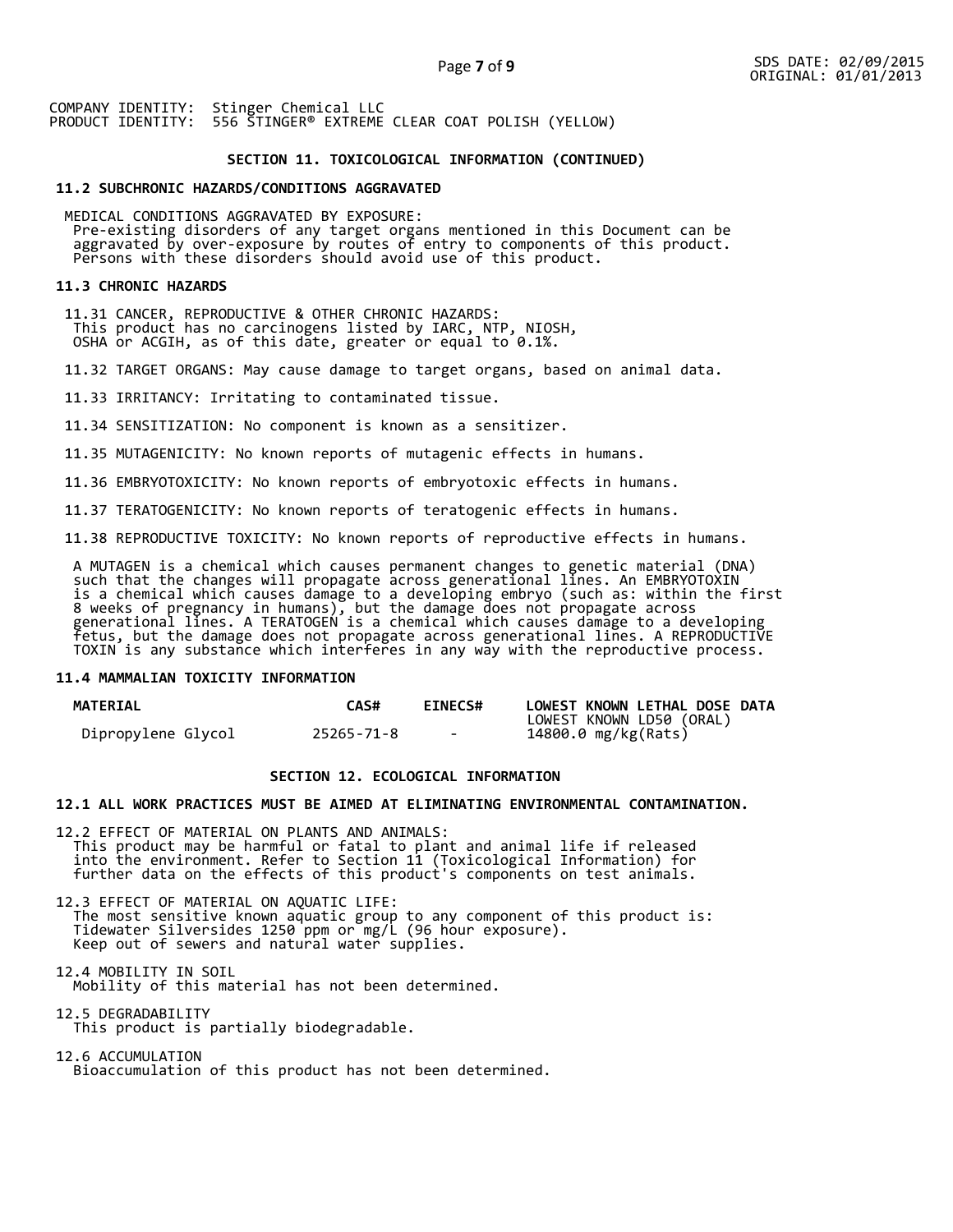COMPANY IDENTITY: Stinger Chemical LLC
PRODUCT IDENTITY: 556 STINGER® EXTREME CLEAR COAT POLISH (YELLOW)

## SECTION 11. TOXICOLOGICAL INFORMATION (CONTINUED)

### 11.2 SUBCHRONIC HAZARDS/CONDITIONS AGGRAVATED

MEDICAL CONDITIONS AGGRAVATED BY EXPOSURE:
Pre-existing disorders of any target organs mentioned in this Document can be aggravated by over-exposure by routes of entry to components of this product. Persons with these disorders should avoid use of this product.

### 11.3 CHRONIC HAZARDS

11.31 CANCER, REPRODUCTIVE & OTHER CHRONIC HAZARDS:
This product has no carcinogens listed by IARC, NTP, NIOSH, OSHA or ACGIH, as of this date, greater or equal to 0.1%.

11.32 TARGET ORGANS: May cause damage to target organs, based on animal data.

11.33 IRRITANCY: Irritating to contaminated tissue.

11.34 SENSITIZATION: No component is known as a sensitizer.

11.35 MUTAGENICITY: No known reports of mutagenic effects in humans.

11.36 EMBRYOTOXICITY: No known reports of embryotoxic effects in humans.

11.37 TERATOGENICITY: No known reports of teratogenic effects in humans.

11.38 REPRODUCTIVE TOXICITY: No known reports of reproductive effects in humans.

A MUTAGEN is a chemical which causes permanent changes to genetic material (DNA) such that the changes will propagate across generational lines. An EMBRYOTOXIN is a chemical which causes damage to a developing embryo (such as: within the first 8 weeks of pregnancy in humans), but the damage does not propagate across generational lines. A TERATOGEN is a chemical which causes damage to a developing fetus, but the damage does not propagate across generational lines. A REPRODUCTIVE TOXIN is any substance which interferes in any way with the reproductive process.

### 11.4 MAMMALIAN TOXICITY INFORMATION

| MATERIAL | CAS# | EINECS# | LOWEST KNOWN LETHAL DOSE DATA<br>LOWEST KNOWN LD50 (ORAL) |
|---|---|---|---|
| Dipropylene Glycol | 25265-71-8 | - | 14800.0 mg/kg(Rats) |

## SECTION 12. ECOLOGICAL INFORMATION

### 12.1 ALL WORK PRACTICES MUST BE AIMED AT ELIMINATING ENVIRONMENTAL CONTAMINATION.

12.2 EFFECT OF MATERIAL ON PLANTS AND ANIMALS:
This product may be harmful or fatal to plant and animal life if released into the environment. Refer to Section 11 (Toxicological Information) for further data on the effects of this product's components on test animals.

12.3 EFFECT OF MATERIAL ON AQUATIC LIFE:
The most sensitive known aquatic group to any component of this product is: Tidewater Silversides 1250 ppm or mg/L (96 hour exposure).
Keep out of sewers and natural water supplies.

12.4 MOBILITY IN SOIL
Mobility of this material has not been determined.

12.5 DEGRADABILITY
This product is partially biodegradable.

12.6 ACCUMULATION
Bioaccumulation of this product has not been determined.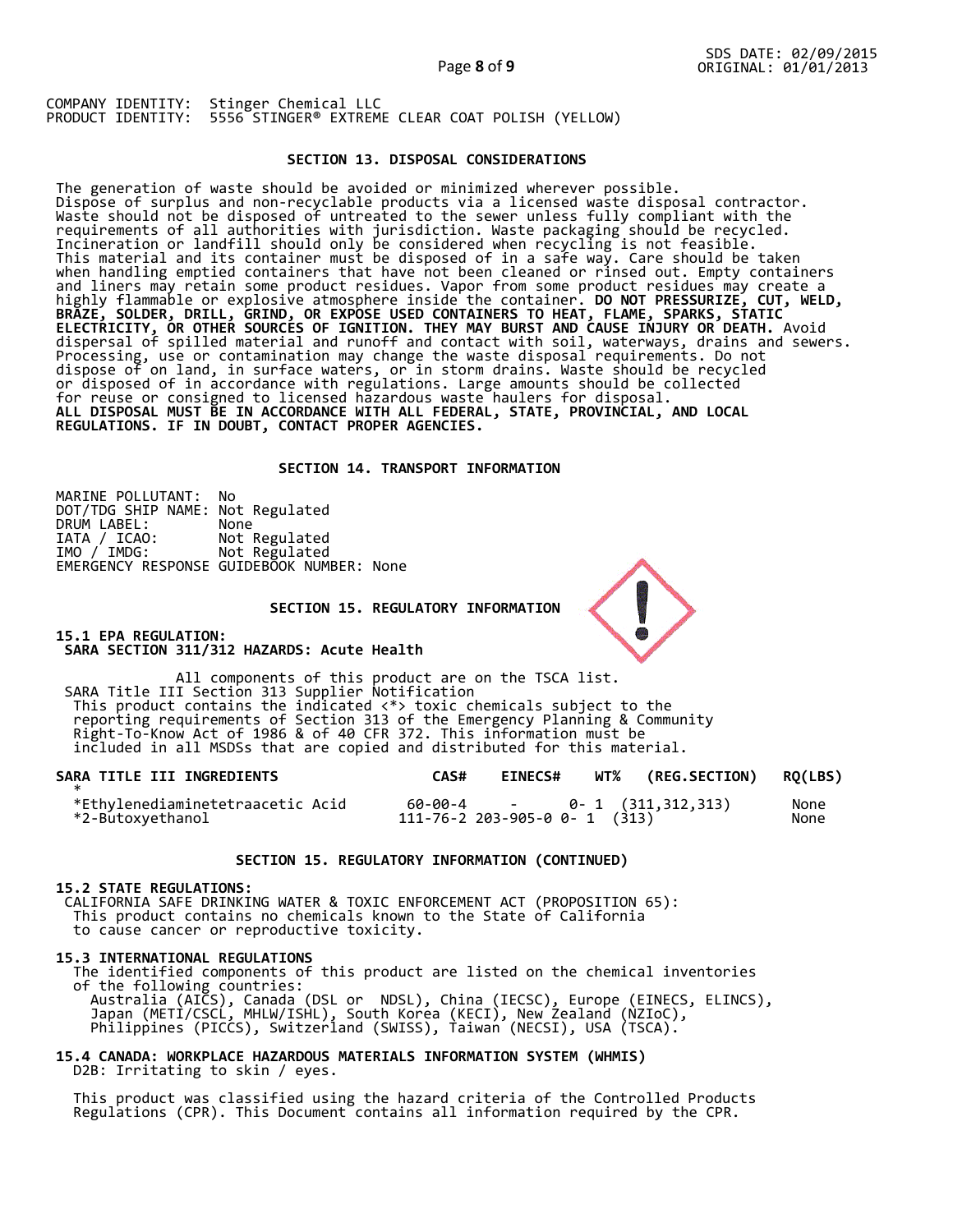COMPANY IDENTITY: Stinger Chemical LLC
PRODUCT IDENTITY: 5556 STINGER® EXTREME CLEAR COAT POLISH (YELLOW)

## SECTION 13. DISPOSAL CONSIDERATIONS

The generation of waste should be avoided or minimized wherever possible. Dispose of surplus and non-recyclable products via a licensed waste disposal contractor. Waste should not be disposed of untreated to the sewer unless fully compliant with the requirements of all authorities with jurisdiction. Waste packaging should be recycled. Incineration or landfill should only be considered when recycling is not feasible. This material and its container must be disposed of in a safe way. Care should be taken when handling emptied containers that have not been cleaned or rinsed out. Empty containers and liners may retain some product residues. Vapor from some product residues may create a highly flammable or explosive atmosphere inside the container. **DO NOT PRESSURIZE, CUT, WELD, BRAZE, SOLDER, DRILL, GRIND, OR EXPOSE USED CONTAINERS TO HEAT, FLAME, SPARKS, STATIC ELECTRICITY, OR OTHER SOURCES OF IGNITION. THEY MAY BURST AND CAUSE INJURY OR DEATH.** Avoid dispersal of spilled material and runoff and contact with soil, waterways, drains and sewers. Processing, use or contamination may change the waste disposal requirements. Do not dispose of on land, in surface waters, or in storm drains. Waste should be recycled or disposed of in accordance with regulations. Large amounts should be collected for reuse or consigned to licensed hazardous waste haulers for disposal.
**ALL DISPOSAL MUST BE IN ACCORDANCE WITH ALL FEDERAL, STATE, PROVINCIAL, AND LOCAL REGULATIONS. IF IN DOUBT, CONTACT PROPER AGENCIES.**

## SECTION 14. TRANSPORT INFORMATION

MARINE POLLUTANT: No
DOT/TDG SHIP NAME: Not Regulated
DRUM LABEL: None
IATA / ICAO: Not Regulated
IMO / IMDG: Not Regulated
EMERGENCY RESPONSE GUIDEBOOK NUMBER: None

## SECTION 15. REGULATORY INFORMATION

**15.1 EPA REGULATION:**
**SARA SECTION 311/312 HAZARDS: Acute Health**

All components of this product are on the TSCA list.
SARA Title III Section 313 Supplier Notification
This product contains the indicated <*> toxic chemicals subject to the reporting requirements of Section 313 of the Emergency Planning & Community Right-To-Know Act of 1986 & of 40 CFR 372. This information must be included in all MSDSs that are copied and distributed for this material.

| SARA TITLE III INGREDIENTS * | CAS# | EINECS# | WT% | (REG.SECTION) | RQ(LBS) |
|---|---|---|---|---|---|
| *Ethylenediaminetetraacetic Acid | 60-00-4 | - | 0- 1 | (311,312,313) | None |
| *2-Butoxyethanol | 111-76-2 | 203-905-0 | 0- 1 | (313) | None |

## SECTION 15. REGULATORY INFORMATION (CONTINUED)

**15.2 STATE REGULATIONS:**
CALIFORNIA SAFE DRINKING WATER & TOXIC ENFORCEMENT ACT (PROPOSITION 65):
This product contains no chemicals known to the State of California to cause cancer or reproductive toxicity.

**15.3 INTERNATIONAL REGULATIONS**
The identified components of this product are listed on the chemical inventories of the following countries:
Australia (AICS), Canada (DSL or NDSL), China (IECSC), Europe (EINECS, ELINCS), Japan (METI/CSCL, MHLW/ISHL), South Korea (KECI), New Zealand (NZIoC), Philippines (PICCS), Switzerland (SWISS), Taiwan (NECSI), USA (TSCA).

**15.4 CANADA: WORKPLACE HAZARDOUS MATERIALS INFORMATION SYSTEM (WHMIS)**
D2B: Irritating to skin / eyes.

This product was classified using the hazard criteria of the Controlled Products Regulations (CPR). This Document contains all information required by the CPR.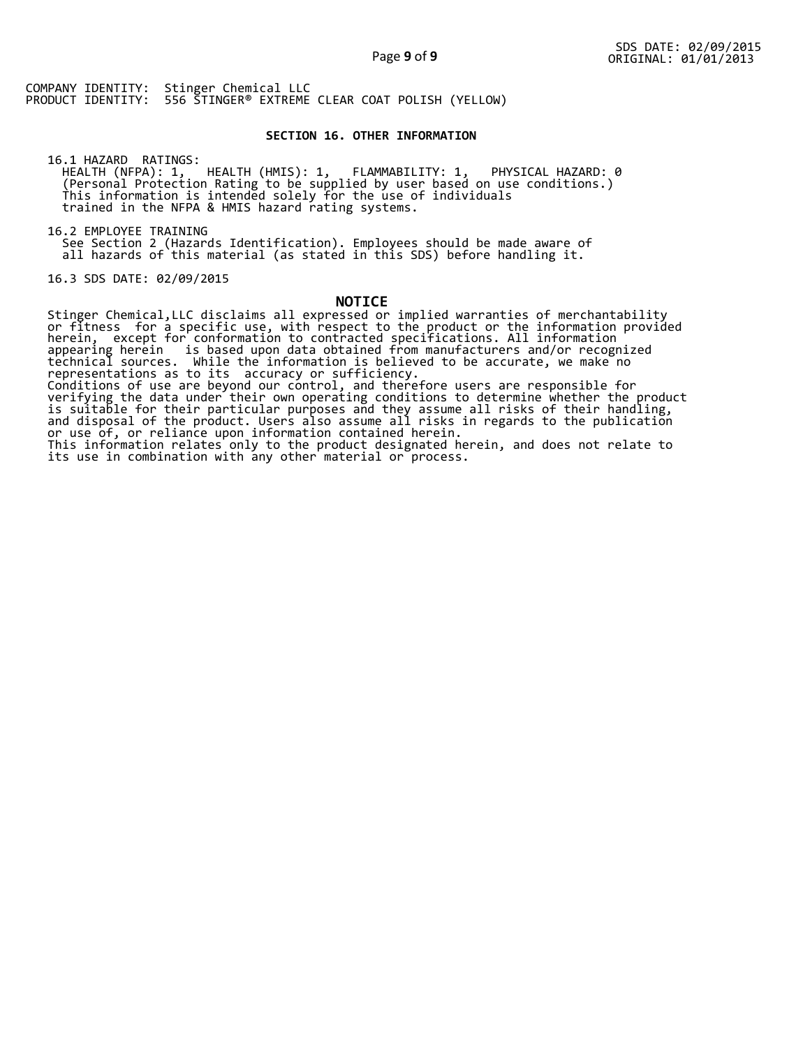COMPANY IDENTITY: Stinger Chemical LLC
PRODUCT IDENTITY: 556 STINGER® EXTREME CLEAR COAT POLISH (YELLOW)

## SECTION 16. OTHER INFORMATION

16.1 HAZARD RATINGS:
HEALTH (NFPA): 1, HEALTH (HMIS): 1, FLAMMABILITY: 1, PHYSICAL HAZARD: 0
(Personal Protection Rating to be supplied by user based on use conditions.)
This information is intended solely for the use of individuals
trained in the NFPA & HMIS hazard rating systems.

16.2 EMPLOYEE TRAINING
See Section 2 (Hazards Identification). Employees should be made aware of
all hazards of this material (as stated in this SDS) before handling it.

16.3 SDS DATE: 02/09/2015

**NOTICE**

Stinger Chemical,LLC disclaims all expressed or implied warranties of merchantability or fitness for a specific use, with respect to the product or the information provided herein, except for conformation to contracted specifications. All information appearing herein is based upon data obtained from manufacturers and/or recognized technical sources. While the information is believed to be accurate, we make no representations as to its accuracy or sufficiency.
Conditions of use are beyond our control, and therefore users are responsible for verifying the data under their own operating conditions to determine whether the product is suitable for their particular purposes and they assume all risks of their handling, and disposal of the product. Users also assume all risks in regards to the publication or use of, or reliance upon information contained herein.
This information relates only to the product designated herein, and does not relate to its use in combination with any other material or process.